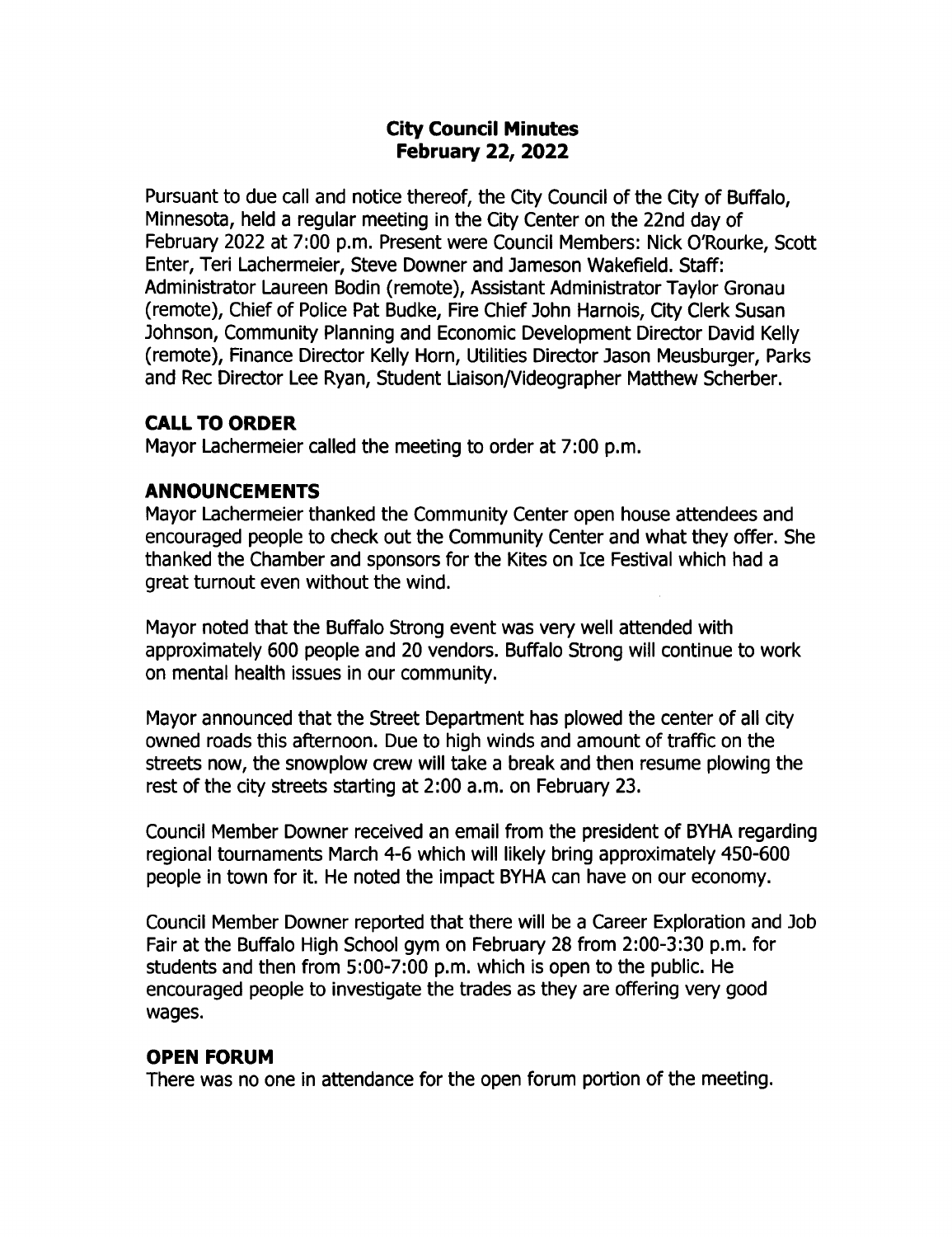# City Council Minutes
# February 22, 2022

Pursuant to due call and notice thereof, the City Council of the City of Buffalo, Minnesota, held a regular meeting in the City Center on the 22nd day of February 2022 at 7:00 p.m. Present were Council Members: Nick O'Rourke, Scott Enter, Teri Lachermeier, Steve Downer and Jameson Wakefield. Staff: Administrator Laureen Bodin (remote), Assistant Administrator Taylor Gronau (remote), Chief of Police Pat Budke, Fire Chief John Harnois, City Clerk Susan Johnson, Community Planning and Economic Development Director David Kelly (remote), Finance Director Kelly Horn, Utilities Director Jason Meusburger, Parks and Rec Director Lee Ryan, Student Liaison/Videographer Matthew Scherber.

## CALL TO ORDER

Mayor Lachermeier called the meeting to order at 7:00 p.m.

## ANNOUNCEMENTS

Mayor Lachermeier thanked the Community Center open house attendees and encouraged people to check out the Community Center and what they offer. She thanked the Chamber and sponsors for the Kites on Ice Festival which had a great turnout even without the wind.

Mayor noted that the Buffalo Strong event was very well attended with approximately 600 people and 20 vendors. Buffalo Strong will continue to work on mental health issues in our community.

Mayor announced that the Street Department has plowed the center of all city owned roads this afternoon. Due to high winds and amount of traffic on the streets now, the snowplow crew will take a break and then resume plowing the rest of the city streets starting at 2:00 a.m. on February 23.

Council Member Downer received an email from the president of BYHA regarding regional tournaments March 4-6 which will likely bring approximately 450-600 people in town for it. He noted the impact BYHA can have on our economy.

Council Member Downer reported that there will be a Career Exploration and Job Fair at the Buffalo High School gym on February 28 from 2:00-3:30 p.m. for students and then from 5:00-7:00 p.m. which is open to the public. He encouraged people to investigate the trades as they are offering very good wages.

## OPEN FORUM

There was no one in attendance for the open forum portion of the meeting.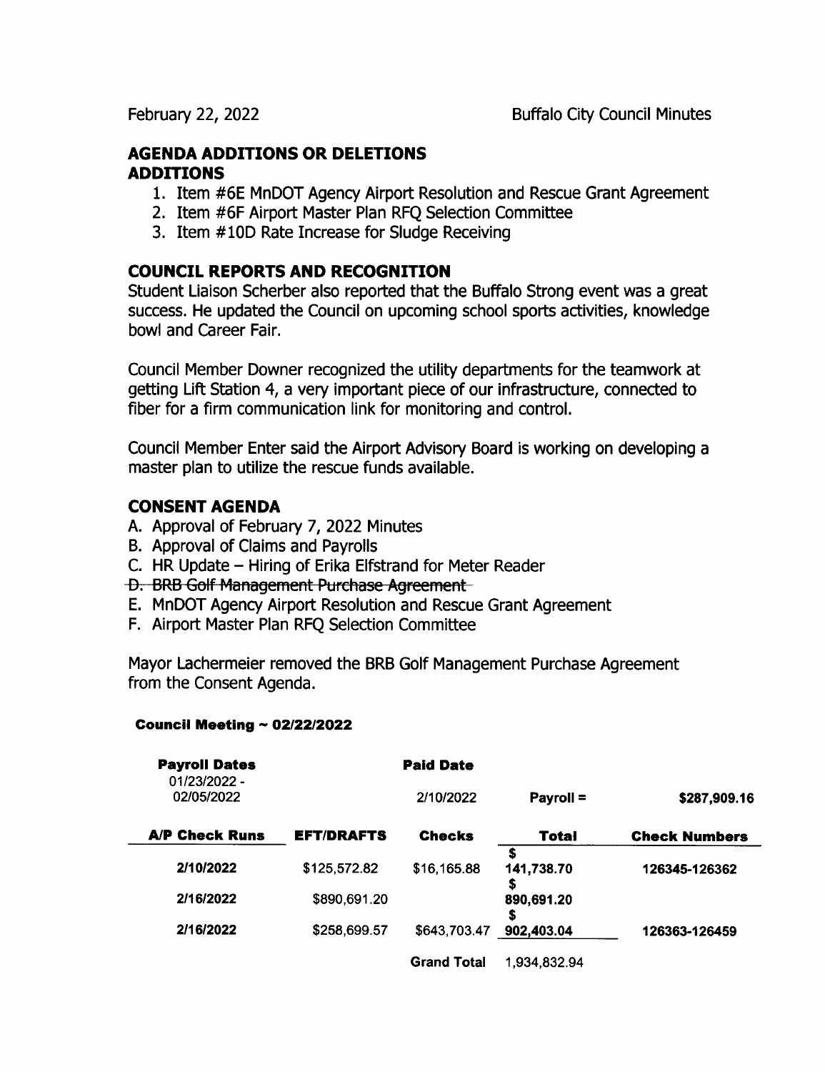## AGENDA ADDITIONS OR DELETIONS

### ADDITIONS

1. Item #6E MnDOT Agency Airport Resolution and Rescue Grant Agreement
2. Item #6F Airport Master Plan RFQ Selection Committee
3. Item #10D Rate Increase for Sludge Receiving

## COUNCIL REPORTS AND RECOGNITION

Student Liaison Scherber also reported that the Buffalo Strong event was a great success. He updated the Council on upcoming school sports activities, knowledge bowl and Career Fair.

Council Member Downer recognized the utility departments for the teamwork at getting Lift Station 4, a very important piece of our infrastructure, connected to fiber for a firm communication link for monitoring and control.

Council Member Enter said the Airport Advisory Board is working on developing a master plan to utilize the rescue funds available.

## CONSENT AGENDA

A. Approval of February 7, 2022 Minutes
B. Approval of Claims and Payrolls
C. HR Update – Hiring of Erika Elfstrand for Meter Reader
~~D. BRB Golf Management Purchase Agreement~~
E. MnDOT Agency Airport Resolution and Rescue Grant Agreement
F. Airport Master Plan RFQ Selection Committee

Mayor Lachermeier removed the BRB Golf Management Purchase Agreement from the Consent Agenda.

**Council Meeting ~ 02/22/2022**

| **Payroll Dates** | | **Paid Date** | | |
|---|---|---|---|---|
| 01/23/2022 - 02/05/2022 | | 2/10/2022 | **Payroll =** | **$287,909.16** |
| **A/P Check Runs** | **EFT/DRAFTS** | **Checks** | **Total** | **Check Numbers** |
| **2/10/2022** | $125,572.82 | $16,165.88 | **$ 141,738.70** | **126345-126362** |
| **2/16/2022** | $890,691.20 | | **$ 890,691.20** | |
| **2/16/2022** | $258,699.57 | $643,703.47 | **$ 902,403.04** | **126363-126459** |
| | | **Grand Total** | 1,934,832.94 | |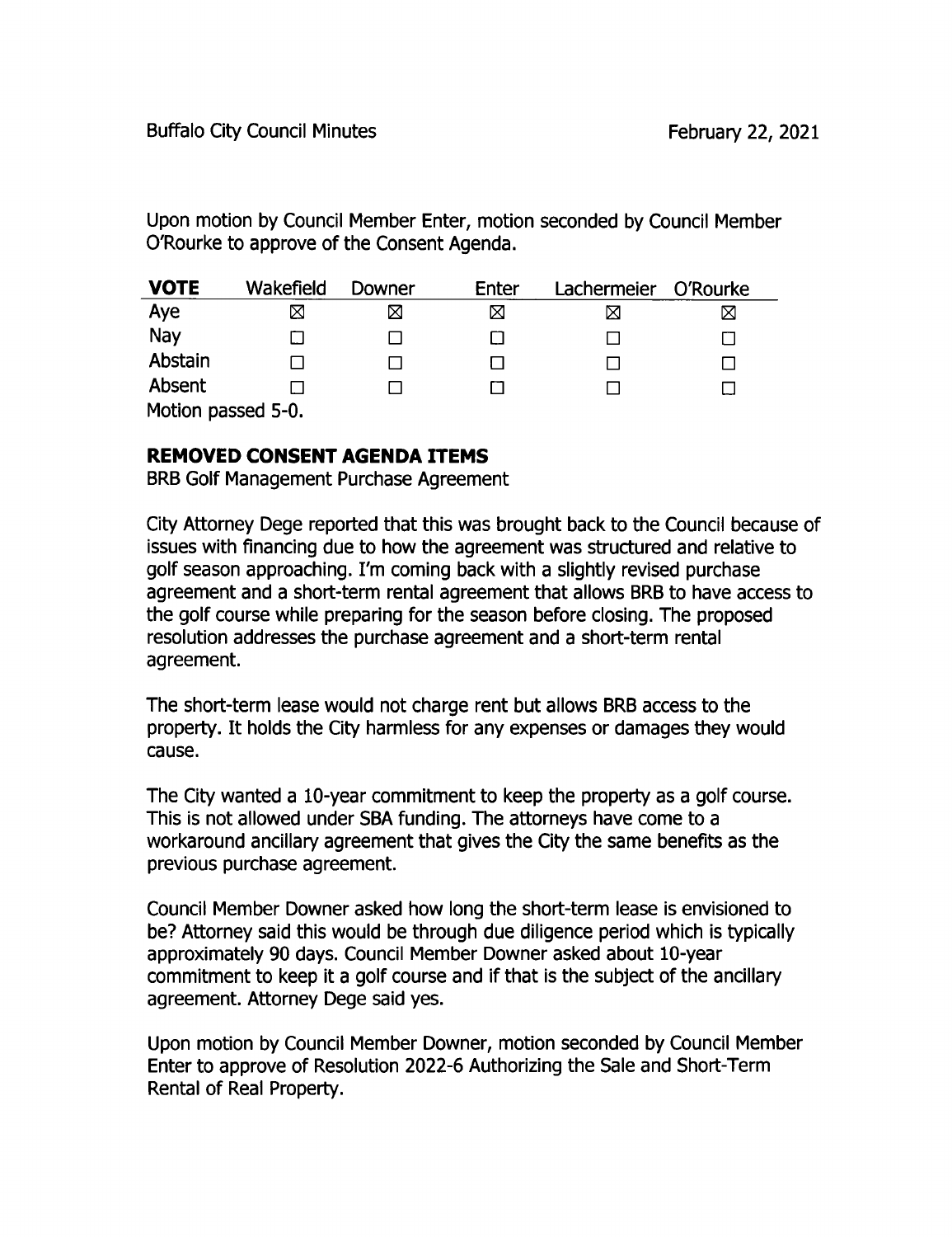Upon motion by Council Member Enter, motion seconded by Council Member O'Rourke to approve of the Consent Agenda.

| VOTE | Wakefield | Downer | Enter | Lachermeier | O'Rourke |
|---|---|---|---|---|---|
| Aye | ☒ | ☒ | ☒ | ☒ | ☒ |
| Nay | ☐ | ☐ | ☐ | ☐ | ☐ |
| Abstain | ☐ | ☐ | ☐ | ☐ | ☐ |
| Absent | ☐ | ☐ | ☐ | ☐ | ☐ |

Motion passed 5-0.

## REMOVED CONSENT AGENDA ITEMS

BRB Golf Management Purchase Agreement

City Attorney Dege reported that this was brought back to the Council because of issues with financing due to how the agreement was structured and relative to golf season approaching. I'm coming back with a slightly revised purchase agreement and a short-term rental agreement that allows BRB to have access to the golf course while preparing for the season before closing. The proposed resolution addresses the purchase agreement and a short-term rental agreement.

The short-term lease would not charge rent but allows BRB access to the property. It holds the City harmless for any expenses or damages they would cause.

The City wanted a 10-year commitment to keep the property as a golf course. This is not allowed under SBA funding. The attorneys have come to a workaround ancillary agreement that gives the City the same benefits as the previous purchase agreement.

Council Member Downer asked how long the short-term lease is envisioned to be? Attorney said this would be through due diligence period which is typically approximately 90 days. Council Member Downer asked about 10-year commitment to keep it a golf course and if that is the subject of the ancillary agreement. Attorney Dege said yes.

Upon motion by Council Member Downer, motion seconded by Council Member Enter to approve of Resolution 2022-6 Authorizing the Sale and Short-Term Rental of Real Property.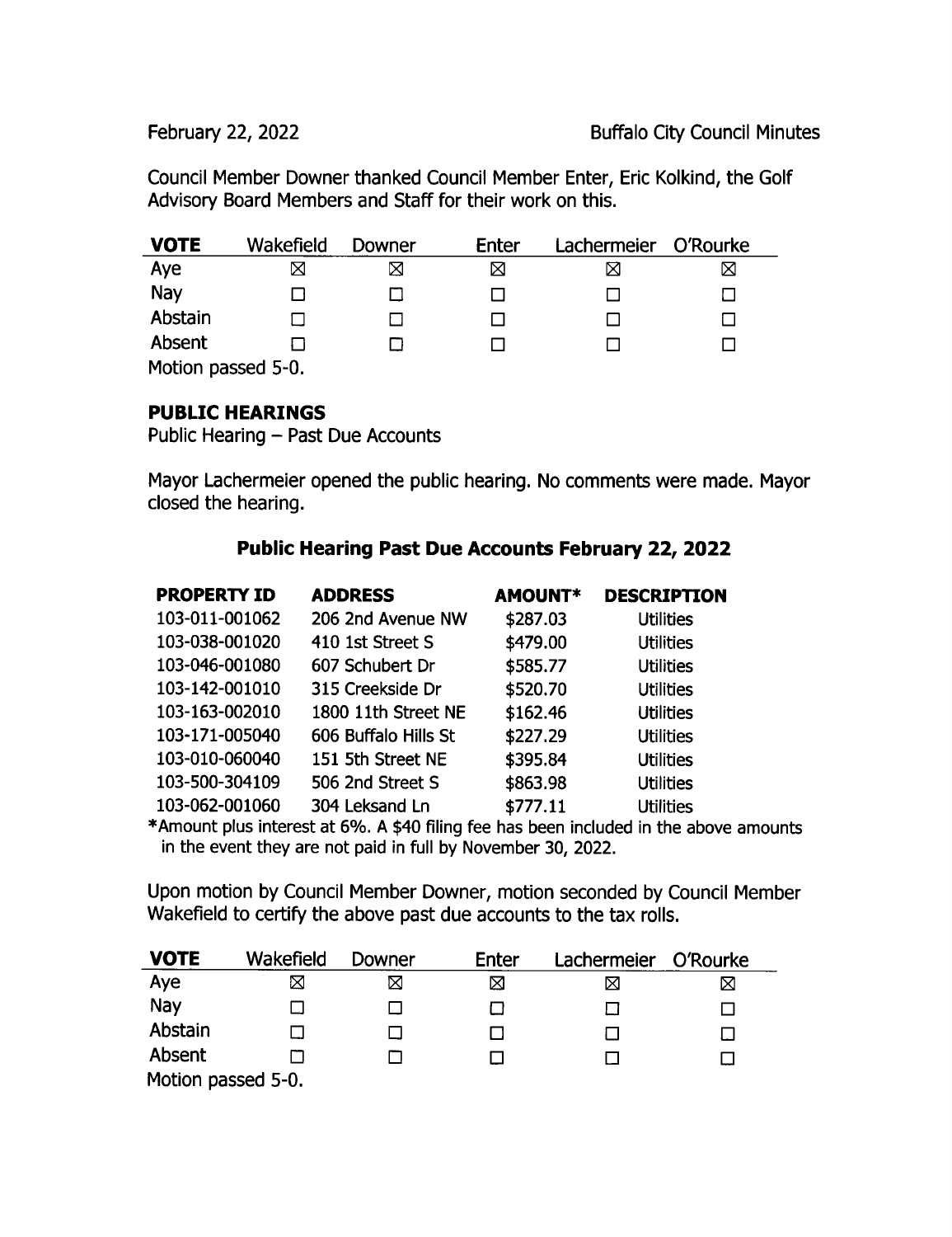Council Member Downer thanked Council Member Enter, Eric Kolkind, the Golf Advisory Board Members and Staff for their work on this.

| VOTE | Wakefield | Downer | Enter | Lachermeier | O'Rourke |
|---|---|---|---|---|---|
| Aye | ☒ | ☒ | ☒ | ☒ | ☒ |
| Nay | ☐ | ☐ | ☐ | ☐ | ☐ |
| Abstain | ☐ | ☐ | ☐ | ☐ | ☐ |
| Absent | ☐ | ☐ | ☐ | ☐ | ☐ |

Motion passed 5-0.

**PUBLIC HEARINGS**

Public Hearing – Past Due Accounts

Mayor Lachermeier opened the public hearing. No comments were made. Mayor closed the hearing.

### Public Hearing Past Due Accounts February 22, 2022

| PROPERTY ID | ADDRESS | AMOUNT* | DESCRIPTION |
|---|---|---|---|
| 103-011-001062 | 206 2nd Avenue NW | $287.03 | Utilities |
| 103-038-001020 | 410 1st Street S | $479.00 | Utilities |
| 103-046-001080 | 607 Schubert Dr | $585.77 | Utilities |
| 103-142-001010 | 315 Creekside Dr | $520.70 | Utilities |
| 103-163-002010 | 1800 11th Street NE | $162.46 | Utilities |
| 103-171-005040 | 606 Buffalo Hills St | $227.29 | Utilities |
| 103-010-060040 | 151 5th Street NE | $395.84 | Utilities |
| 103-500-304109 | 506 2nd Street S | $863.98 | Utilities |
| 103-062-001060 | 304 Leksand Ln | $777.11 | Utilities |

*Amount plus interest at 6%. A $40 filing fee has been included in the above amounts in the event they are not paid in full by November 30, 2022.

Upon motion by Council Member Downer, motion seconded by Council Member Wakefield to certify the above past due accounts to the tax rolls.

| VOTE | Wakefield | Downer | Enter | Lachermeier | O'Rourke |
|---|---|---|---|---|---|
| Aye | ☒ | ☒ | ☒ | ☒ | ☒ |
| Nay | ☐ | ☐ | ☐ | ☐ | ☐ |
| Abstain | ☐ | ☐ | ☐ | ☐ | ☐ |
| Absent | ☐ | ☐ | ☐ | ☐ | ☐ |

Motion passed 5-0.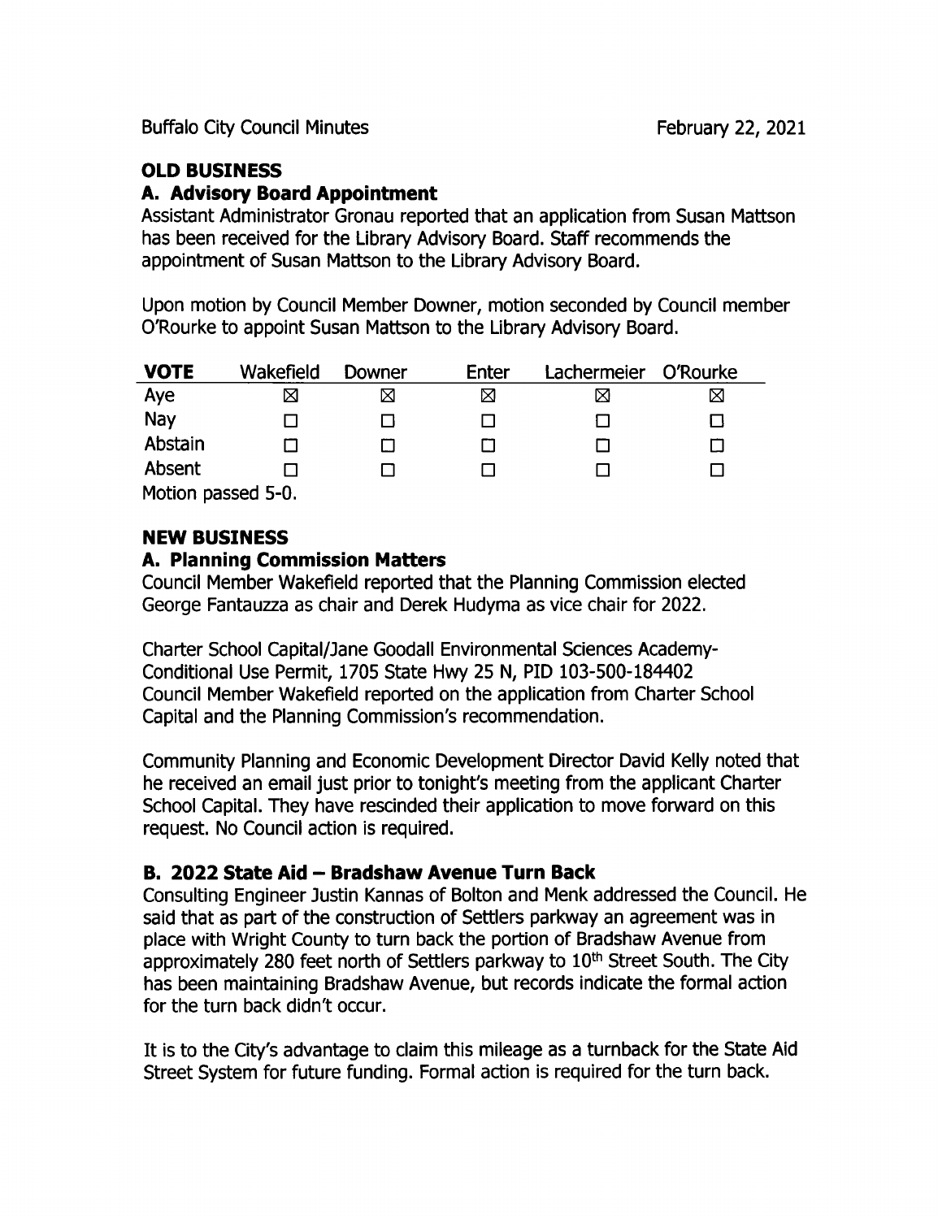## OLD BUSINESS

### A. Advisory Board Appointment

Assistant Administrator Gronau reported that an application from Susan Mattson has been received for the Library Advisory Board. Staff recommends the appointment of Susan Mattson to the Library Advisory Board.

Upon motion by Council Member Downer, motion seconded by Council member O'Rourke to appoint Susan Mattson to the Library Advisory Board.

| VOTE | Wakefield | Downer | Enter | Lachermeier | O'Rourke |
|---|---|---|---|---|---|
| Aye | ☒ | ☒ | ☒ | ☒ | ☒ |
| Nay | ☐ | ☐ | ☐ | ☐ | ☐ |
| Abstain | ☐ | ☐ | ☐ | ☐ | ☐ |
| Absent | ☐ | ☐ | ☐ | ☐ | ☐ |

Motion passed 5-0.

## NEW BUSINESS

### A. Planning Commission Matters

Council Member Wakefield reported that the Planning Commission elected George Fantauzza as chair and Derek Hudyma as vice chair for 2022.

Charter School Capital/Jane Goodall Environmental Sciences Academy-Conditional Use Permit, 1705 State Hwy 25 N, PID 103-500-184402
Council Member Wakefield reported on the application from Charter School Capital and the Planning Commission's recommendation.

Community Planning and Economic Development Director David Kelly noted that he received an email just prior to tonight's meeting from the applicant Charter School Capital. They have rescinded their application to move forward on this request. No Council action is required.

### B. 2022 State Aid – Bradshaw Avenue Turn Back

Consulting Engineer Justin Kannas of Bolton and Menk addressed the Council. He said that as part of the construction of Settlers parkway an agreement was in place with Wright County to turn back the portion of Bradshaw Avenue from approximately 280 feet north of Settlers parkway to 10th Street South. The City has been maintaining Bradshaw Avenue, but records indicate the formal action for the turn back didn't occur.

It is to the City's advantage to claim this mileage as a turnback for the State Aid Street System for future funding. Formal action is required for the turn back.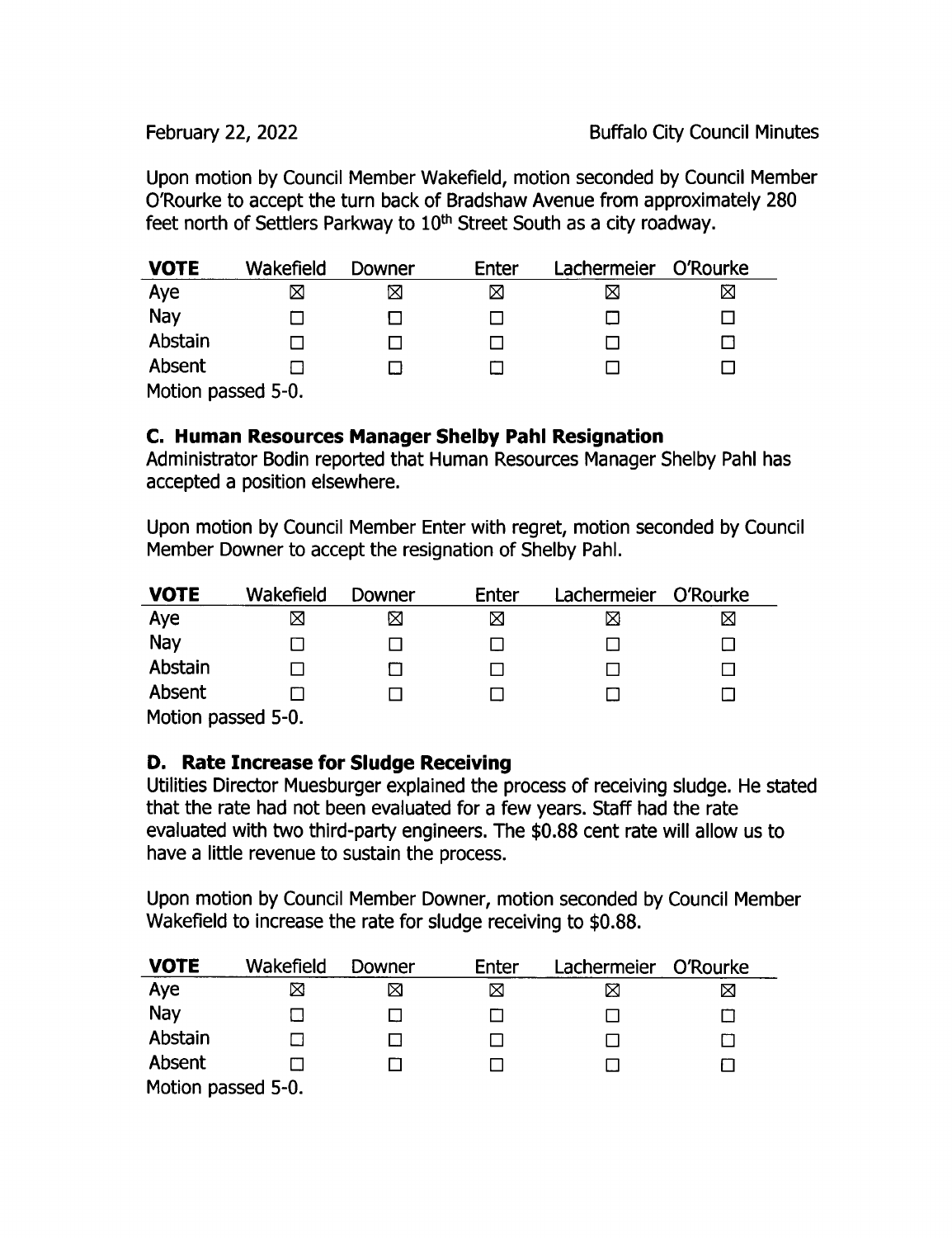Upon motion by Council Member Wakefield, motion seconded by Council Member O'Rourke to accept the turn back of Bradshaw Avenue from approximately 280 feet north of Settlers Parkway to 10th Street South as a city roadway.

| VOTE | Wakefield | Downer | Enter | Lachermeier | O'Rourke |
|---|---|---|---|---|---|
| Aye | ☒ | ☒ | ☒ | ☒ | ☒ |
| Nay | ☐ | ☐ | ☐ | ☐ | ☐ |
| Abstain | ☐ | ☐ | ☐ | ☐ | ☐ |
| Absent | ☐ | ☐ | ☐ | ☐ | ☐ |

Motion passed 5-0.

### C. Human Resources Manager Shelby Pahl Resignation

Administrator Bodin reported that Human Resources Manager Shelby Pahl has accepted a position elsewhere.

Upon motion by Council Member Enter with regret, motion seconded by Council Member Downer to accept the resignation of Shelby Pahl.

| VOTE | Wakefield | Downer | Enter | Lachermeier | O'Rourke |
|---|---|---|---|---|---|
| Aye | ☒ | ☒ | ☒ | ☒ | ☒ |
| Nay | ☐ | ☐ | ☐ | ☐ | ☐ |
| Abstain | ☐ | ☐ | ☐ | ☐ | ☐ |
| Absent | ☐ | ☐ | ☐ | ☐ | ☐ |

Motion passed 5-0.

### D. Rate Increase for Sludge Receiving

Utilities Director Muesburger explained the process of receiving sludge. He stated that the rate had not been evaluated for a few years. Staff had the rate evaluated with two third-party engineers. The $0.88 cent rate will allow us to have a little revenue to sustain the process.

Upon motion by Council Member Downer, motion seconded by Council Member Wakefield to increase the rate for sludge receiving to $0.88.

| VOTE | Wakefield | Downer | Enter | Lachermeier | O'Rourke |
|---|---|---|---|---|---|
| Aye | ☒ | ☒ | ☒ | ☒ | ☒ |
| Nay | ☐ | ☐ | ☐ | ☐ | ☐ |
| Abstain | ☐ | ☐ | ☐ | ☐ | ☐ |
| Absent | ☐ | ☐ | ☐ | ☐ | ☐ |

Motion passed 5-0.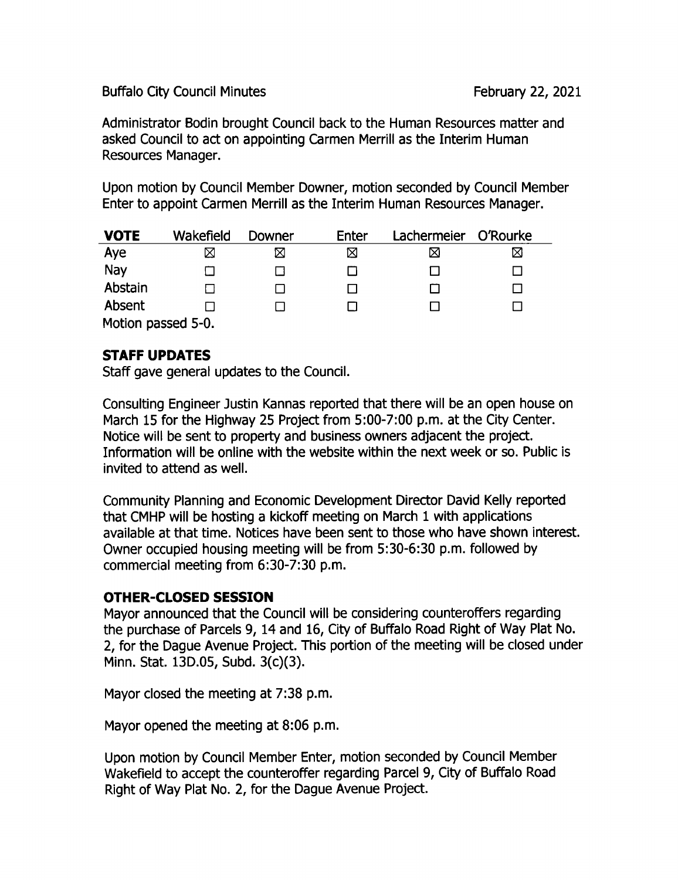Administrator Bodin brought Council back to the Human Resources matter and asked Council to act on appointing Carmen Merrill as the Interim Human Resources Manager.

Upon motion by Council Member Downer, motion seconded by Council Member Enter to appoint Carmen Merrill as the Interim Human Resources Manager.

| **VOTE** | Wakefield | Downer | Enter | Lachermeier | O'Rourke |
|---|---|---|---|---|---|
| Aye | ☒ | ☒ | ☒ | ☒ | ☒ |
| Nay | ☐ | ☐ | ☐ | ☐ | ☐ |
| Abstain | ☐ | ☐ | ☐ | ☐ | ☐ |
| Absent | ☐ | ☐ | ☐ | ☐ | ☐ |

Motion passed 5-0.

## STAFF UPDATES

Staff gave general updates to the Council.

Consulting Engineer Justin Kannas reported that there will be an open house on March 15 for the Highway 25 Project from 5:00-7:00 p.m. at the City Center. Notice will be sent to property and business owners adjacent the project. Information will be online with the website within the next week or so. Public is invited to attend as well.

Community Planning and Economic Development Director David Kelly reported that CMHP will be hosting a kickoff meeting on March 1 with applications available at that time. Notices have been sent to those who have shown interest. Owner occupied housing meeting will be from 5:30-6:30 p.m. followed by commercial meeting from 6:30-7:30 p.m.

## OTHER-CLOSED SESSION

Mayor announced that the Council will be considering counteroffers regarding the purchase of Parcels 9, 14 and 16, City of Buffalo Road Right of Way Plat No. 2, for the Dague Avenue Project. This portion of the meeting will be closed under Minn. Stat. 13D.05, Subd. 3(c)(3).

Mayor closed the meeting at 7:38 p.m.

Mayor opened the meeting at 8:06 p.m.

Upon motion by Council Member Enter, motion seconded by Council Member Wakefield to accept the counteroffer regarding Parcel 9, City of Buffalo Road Right of Way Plat No. 2, for the Dague Avenue Project.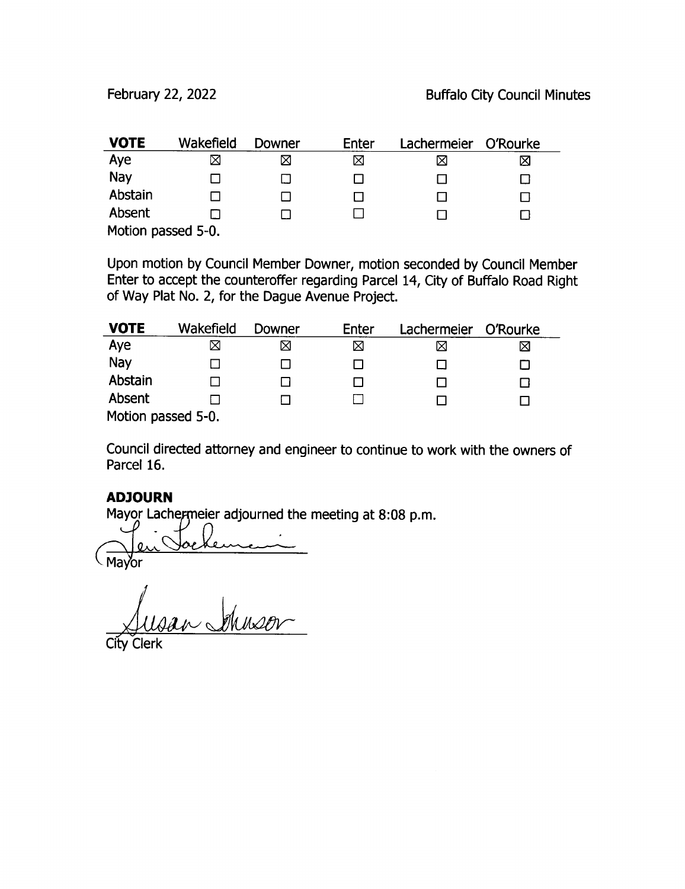| VOTE | Wakefield | Downer | Enter | Lachermeier | O'Rourke |
|---|---|---|---|---|---|
| Aye | ☒ | ☒ | ☒ | ☒ | ☒ |
| Nay | ☐ | ☐ | ☐ | ☐ | ☐ |
| Abstain | ☐ | ☐ | ☐ | ☐ | ☐ |
| Absent | ☐ | ☐ | ☐ | ☐ | ☐ |

Motion passed 5-0.

Upon motion by Council Member Downer, motion seconded by Council Member Enter to accept the counteroffer regarding Parcel 14, City of Buffalo Road Right of Way Plat No. 2, for the Dague Avenue Project.

| VOTE | Wakefield | Downer | Enter | Lachermeier | O'Rourke |
|---|---|---|---|---|---|
| Aye | ☒ | ☒ | ☒ | ☒ | ☒ |
| Nay | ☐ | ☐ | ☐ | ☐ | ☐ |
| Abstain | ☐ | ☐ | ☐ | ☐ | ☐ |
| Absent | ☐ | ☐ | ☐ | ☐ | ☐ |

Motion passed 5-0.

Council directed attorney and engineer to continue to work with the owners of Parcel 16.

**ADJOURN**

Mayor Lachermeier adjourned the meeting at 8:08 p.m.

Teri Lachermeier

Mayor

Susan Johnson

City Clerk